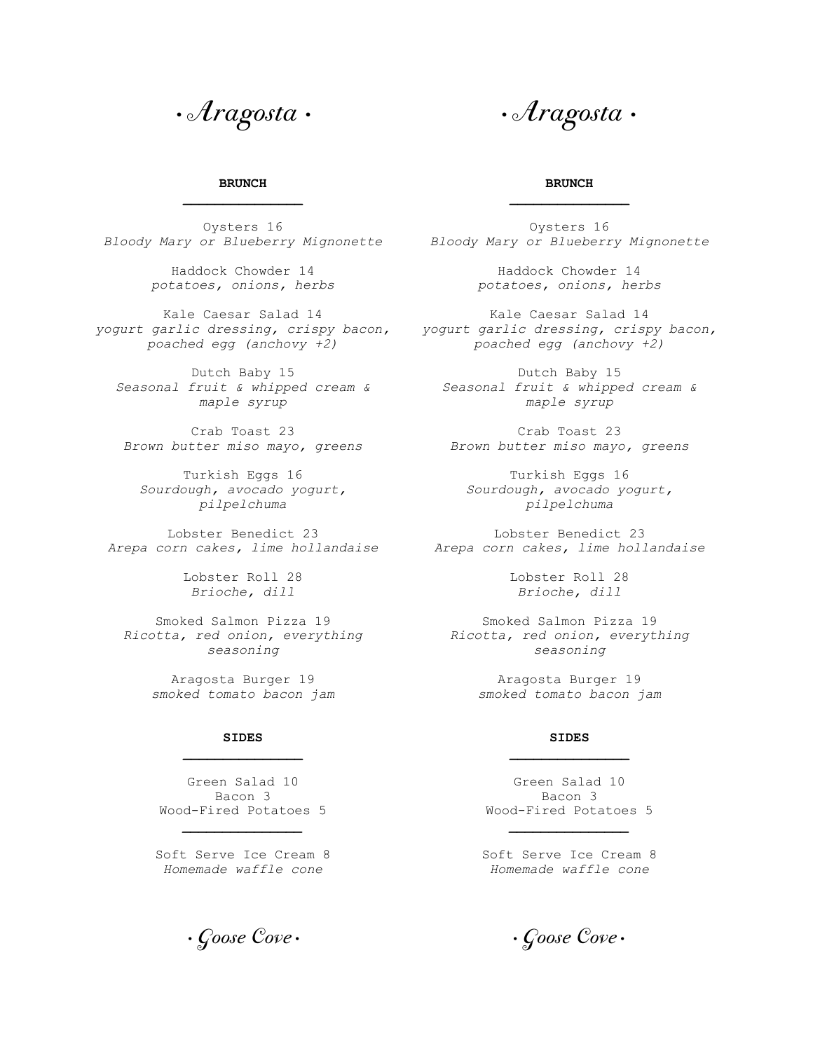# · Aragosta ·

## BRUNCH

Oysters 16
*Bloody Mary or Blueberry Mignonette*

Haddock Chowder 14
*potatoes, onions, herbs*

Kale Caesar Salad 14
*yogurt garlic dressing, crispy bacon, poached egg (anchovy +2)*

Dutch Baby 15
*Seasonal fruit & whipped cream & maple syrup*

Crab Toast 23
*Brown butter miso mayo, greens*

Turkish Eggs 16
*Sourdough, avocado yogurt, pilpelchuma*

Lobster Benedict 23
*Arepa corn cakes, lime hollandaise*

Lobster Roll 28
*Brioche, dill*

Smoked Salmon Pizza 19
*Ricotta, red onion, everything seasoning*

Aragosta Burger 19
*smoked tomato bacon jam*

## SIDES

Green Salad 10
Bacon 3
Wood-Fired Potatoes 5

---

Soft Serve Ice Cream 8
*Homemade waffle cone*

*· Goose Cove ·*

# · Aragosta ·

## BRUNCH

Oysters 16
*Bloody Mary or Blueberry Mignonette*

Haddock Chowder 14
*potatoes, onions, herbs*

Kale Caesar Salad 14
*yogurt garlic dressing, crispy bacon, poached egg (anchovy +2)*

Dutch Baby 15
*Seasonal fruit & whipped cream & maple syrup*

Crab Toast 23
*Brown butter miso mayo, greens*

Turkish Eggs 16
*Sourdough, avocado yogurt, pilpelchuma*

Lobster Benedict 23
*Arepa corn cakes, lime hollandaise*

Lobster Roll 28
*Brioche, dill*

Smoked Salmon Pizza 19
*Ricotta, red onion, everything seasoning*

Aragosta Burger 19
*smoked tomato bacon jam*

## SIDES

Green Salad 10
Bacon 3
Wood-Fired Potatoes 5

---

Soft Serve Ice Cream 8
*Homemade waffle cone*

*· Goose Cove ·*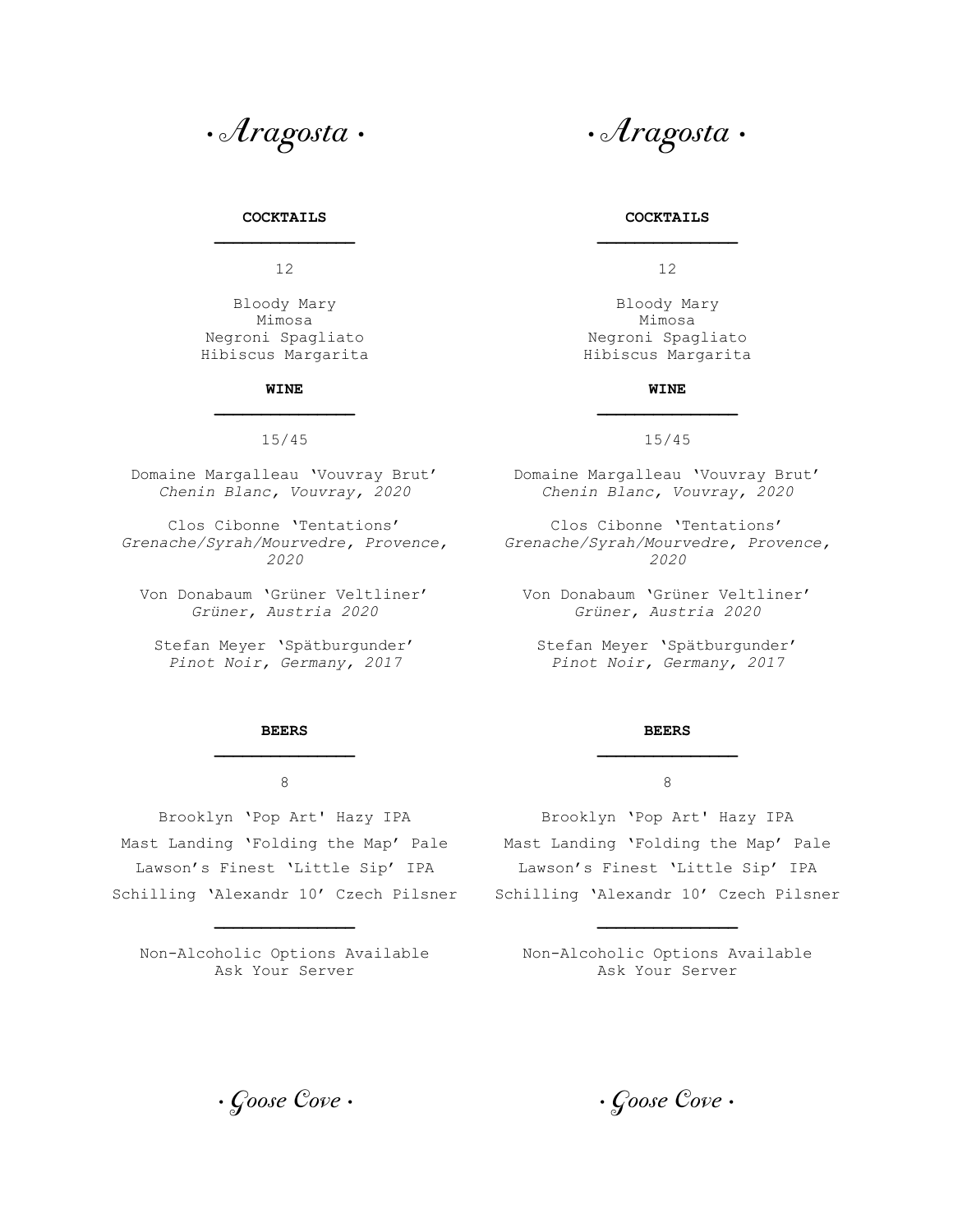# · Aragosta ·

**COCKTAILS**

12

Bloody Mary
Mimosa
Negroni Spagliato
Hibiscus Margarita

**WINE**

15/45

Domaine Margalleau ‘Vouvray Brut’
*Chenin Blanc, Vouvray, 2020*

Clos Cibonne ‘Tentations’
*Grenache/Syrah/Mourvedre, Provence, 2020*

Von Donabaum ‘Grüner Veltliner’
*Grüner, Austria 2020*

Stefan Meyer ‘Spätburgunder’
*Pinot Noir, Germany, 2017*

**BEERS**

8

Brooklyn ‘Pop Art' Hazy IPA
Mast Landing ‘Folding the Map’ Pale
Lawson’s Finest ‘Little Sip’ IPA
Schilling ‘Alexandr 10’ Czech Pilsner

Non-Alcoholic Options Available
Ask Your Server

· Goose Cove ·

# · Aragosta ·

**COCKTAILS**

12

Bloody Mary
Mimosa
Negroni Spagliato
Hibiscus Margarita

**WINE**

15/45

Domaine Margalleau ‘Vouvray Brut’
*Chenin Blanc, Vouvray, 2020*

Clos Cibonne ‘Tentations’
*Grenache/Syrah/Mourvedre, Provence, 2020*

Von Donabaum ‘Grüner Veltliner’
*Grüner, Austria 2020*

Stefan Meyer ‘Spätburgunder’
*Pinot Noir, Germany, 2017*

**BEERS**

8

Brooklyn ‘Pop Art' Hazy IPA
Mast Landing ‘Folding the Map’ Pale
Lawson’s Finest ‘Little Sip’ IPA
Schilling ‘Alexandr 10’ Czech Pilsner

Non-Alcoholic Options Available
Ask Your Server

· Goose Cove ·